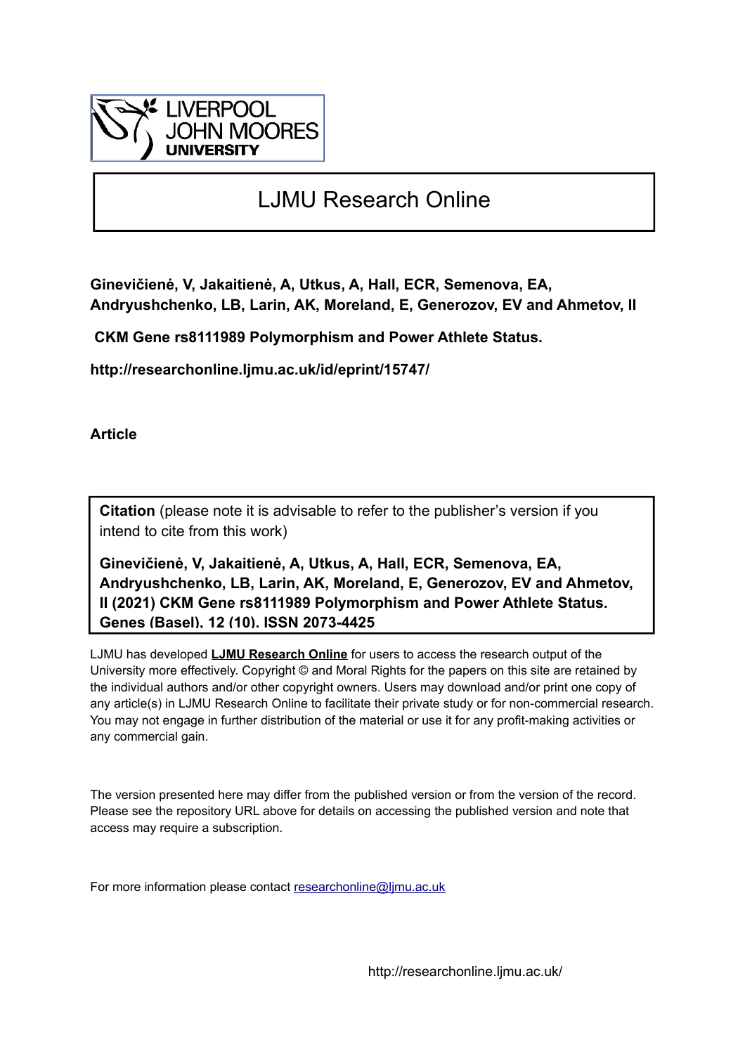LIVERPOOL JOHN MOORES UNIVERSITY

# LJMU Research Online

**Ginevičienė, V, Jakaitienė, A, Utkus, A, Hall, ECR, Semenova, EA, Andryushchenko, LB, Larin, AK, Moreland, E, Generozov, EV and Ahmetov, II**

**CKM Gene rs8111989 Polymorphism and Power Athlete Status.**

**http://researchonline.ljmu.ac.uk/id/eprint/15747/**

**Article**

**Citation** (please note it is advisable to refer to the publisher's version if you intend to cite from this work)

**Ginevičienė, V, Jakaitienė, A, Utkus, A, Hall, ECR, Semenova, EA, Andryushchenko, LB, Larin, AK, Moreland, E, Generozov, EV and Ahmetov, II (2021) CKM Gene rs8111989 Polymorphism and Power Athlete Status. Genes (Basel), 12 (10). ISSN 2073-4425**

LJMU has developed **LJMU Research Online** for users to access the research output of the University more effectively. Copyright © and Moral Rights for the papers on this site are retained by the individual authors and/or other copyright owners. Users may download and/or print one copy of any article(s) in LJMU Research Online to facilitate their private study or for non-commercial research. You may not engage in further distribution of the material or use it for any profit-making activities or any commercial gain.

The version presented here may differ from the published version or from the version of the record. Please see the repository URL above for details on accessing the published version and note that access may require a subscription.

For more information please contact researchonline@ljmu.ac.uk

http://researchonline.ljmu.ac.uk/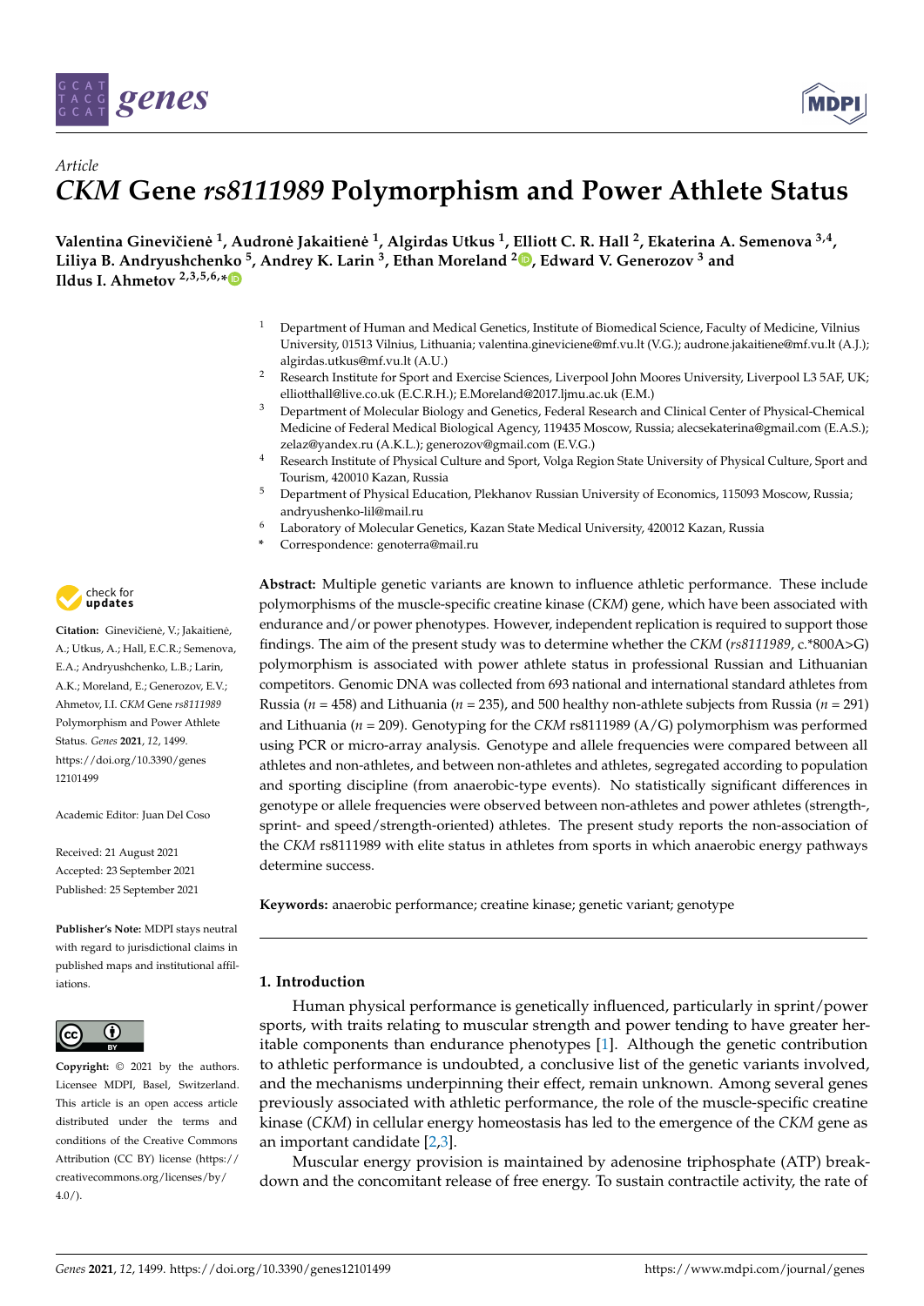# *CKM* Gene *rs8111989* Polymorphism and Power Athlete Status

**Valentina Ginevičienė [1], Audronė Jakaitienė [1], Algirdas Utkus [1], Elliott C. R. Hall [2], Ekaterina A. Semenova [3,4], Liliya B. Andryushchenko [5], Andrey K. Larin [3], Ethan Moreland [2], Edward V. Generozov [3] and Ildus I. Ahmetov [2,3,5,6,*]**

[1] Department of Human and Medical Genetics, Institute of Biomedical Science, Faculty of Medicine, Vilnius University, 01513 Vilnius, Lithuania; valentina.gineviciene@mf.vu.lt (V.G.); audrone.jakaitiene@mf.vu.lt (A.J.); algirdas.utkus@mf.vu.lt (A.U.)

[2] Research Institute for Sport and Exercise Sciences, Liverpool John Moores University, Liverpool L3 5AF, UK; elliotthall@live.co.uk (E.C.R.H.); E.Moreland@2017.ljmu.ac.uk (E.M.)

[3] Department of Molecular Biology and Genetics, Federal Research and Clinical Center of Physical-Chemical Medicine of Federal Medical Biological Agency, 119435 Moscow, Russia; alecsekaterina@gmail.com (E.A.S.); zelaz@yandex.ru (A.K.L.); generozov@gmail.com (E.V.G.)

[4] Research Institute of Physical Culture and Sport, Volga Region State University of Physical Culture, Sport and Tourism, 420010 Kazan, Russia

[5] Department of Physical Education, Plekhanov Russian University of Economics, 115093 Moscow, Russia; andryushenko-lil@mail.ru

[6] Laboratory of Molecular Genetics, Kazan State Medical University, 420012 Kazan, Russia

\* Correspondence: genoterra@mail.ru

**Citation:** Ginevičienė, V.; Jakaitienė, A.; Utkus, A.; Hall, E.C.R.; Semenova, E.A.; Andryushchenko, L.B.; Larin, A.K.; Moreland, E.; Generozov, E.V.; Ahmetov, I.I. *CKM* Gene *rs8111989* Polymorphism and Power Athlete Status. *Genes* **2021**, *12*, 1499. https://doi.org/10.3390/genes12101499

Academic Editor: Juan Del Coso

Received: 21 August 2021
Accepted: 23 September 2021
Published: 25 September 2021

**Publisher's Note:** MDPI stays neutral with regard to jurisdictional claims in published maps and institutional affiliations.

**Copyright:** © 2021 by the authors. Licensee MDPI, Basel, Switzerland. This article is an open access article distributed under the terms and conditions of the Creative Commons Attribution (CC BY) license (https://creativecommons.org/licenses/by/4.0/).

**Abstract:** Multiple genetic variants are known to influence athletic performance. These include polymorphisms of the muscle-specific creatine kinase (*CKM*) gene, which have been associated with endurance and/or power phenotypes. However, independent replication is required to support those findings. The aim of the present study was to determine whether the *CKM* (*rs8111989*, c.*800A>G) polymorphism is associated with power athlete status in professional Russian and Lithuanian competitors. Genomic DNA was collected from 693 national and international standard athletes from Russia ($n$ = 458) and Lithuania ($n$ = 235), and 500 healthy non-athlete subjects from Russia ($n$ = 291) and Lithuania ($n$ = 209). Genotyping for the *CKM* rs8111989 (A/G) polymorphism was performed using PCR or micro-array analysis. Genotype and allele frequencies were compared between all athletes and non-athletes, and between non-athletes and athletes, segregated according to population and sporting discipline (from anaerobic-type events). No statistically significant differences in genotype or allele frequencies were observed between non-athletes and power athletes (strength-, sprint- and speed/strength-oriented) athletes. The present study reports the non-association of the *CKM* rs8111989 with elite status in athletes from sports in which anaerobic energy pathways determine success.

**Keywords:** anaerobic performance; creatine kinase; genetic variant; genotype

## 1. Introduction

Human physical performance is genetically influenced, particularly in sprint/power sports, with traits relating to muscular strength and power tending to have greater heritable components than endurance phenotypes [1]. Although the genetic contribution to athletic performance is undoubted, a conclusive list of the genetic variants involved, and the mechanisms underpinning their effect, remain unknown. Among several genes previously associated with athletic performance, the role of the muscle-specific creatine kinase (*CKM*) in cellular energy homeostasis has led to the emergence of the *CKM* gene as an important candidate [2,3].

Muscular energy provision is maintained by adenosine triphosphate (ATP) breakdown and the concomitant release of free energy. To sustain contractile activity, the rate of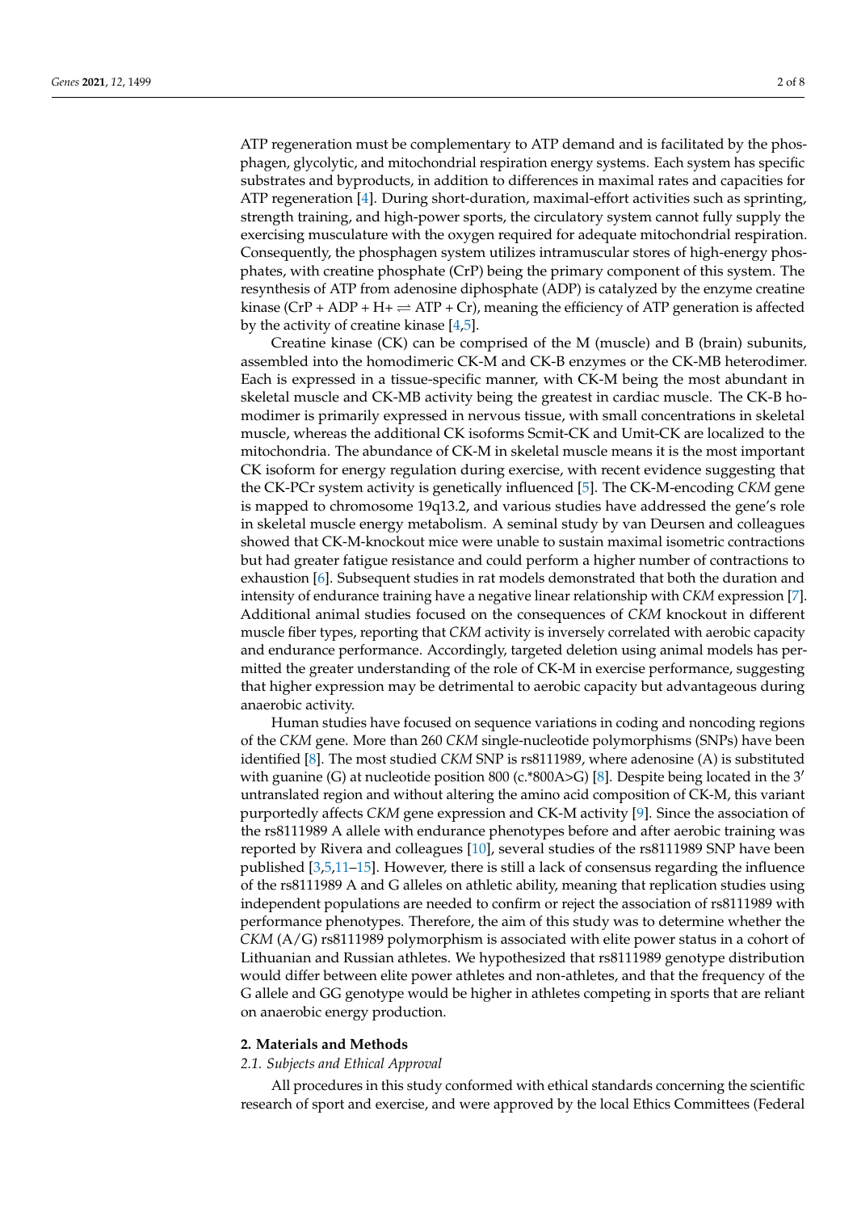ATP regeneration must be complementary to ATP demand and is facilitated by the phosphagen, glycolytic, and mitochondrial respiration energy systems. Each system has specific substrates and byproducts, in addition to differences in maximal rates and capacities for ATP regeneration [4]. During short-duration, maximal-effort activities such as sprinting, strength training, and high-power sports, the circulatory system cannot fully supply the exercising musculature with the oxygen required for adequate mitochondrial respiration. Consequently, the phosphagen system utilizes intramuscular stores of high-energy phosphates, with creatine phosphate (CrP) being the primary component of this system. The resynthesis of ATP from adenosine diphosphate (ADP) is catalyzed by the enzyme creatine kinase ($CrP + ADP + H^+ \rightleftharpoons ATP + Cr$), meaning the efficiency of ATP generation is affected by the activity of creatine kinase [4,5].

Creatine kinase (CK) can be comprised of the M (muscle) and B (brain) subunits, assembled into the homodimeric CK-M and CK-B enzymes or the CK-MB heterodimer. Each is expressed in a tissue-specific manner, with CK-M being the most abundant in skeletal muscle and CK-MB activity being the greatest in cardiac muscle. The CK-B homodimer is primarily expressed in nervous tissue, with small concentrations in skeletal muscle, whereas the additional CK isoforms Scmit-CK and Umit-CK are localized to the mitochondria. The abundance of CK-M in skeletal muscle means it is the most important CK isoform for energy regulation during exercise, with recent evidence suggesting that the CK-PCr system activity is genetically influenced [5]. The CK-M-encoding *CKM* gene is mapped to chromosome 19q13.2, and various studies have addressed the gene's role in skeletal muscle energy metabolism. A seminal study by van Deursen and colleagues showed that CK-M-knockout mice were unable to sustain maximal isometric contractions but had greater fatigue resistance and could perform a higher number of contractions to exhaustion [6]. Subsequent studies in rat models demonstrated that both the duration and intensity of endurance training have a negative linear relationship with *CKM* expression [7]. Additional animal studies focused on the consequences of *CKM* knockout in different muscle fiber types, reporting that *CKM* activity is inversely correlated with aerobic capacity and endurance performance. Accordingly, targeted deletion using animal models has permitted the greater understanding of the role of CK-M in exercise performance, suggesting that higher expression may be detrimental to aerobic capacity but advantageous during anaerobic activity.

Human studies have focused on sequence variations in coding and noncoding regions of the *CKM* gene. More than 260 *CKM* single-nucleotide polymorphisms (SNPs) have been identified [8]. The most studied *CKM* SNP is rs8111989, where adenosine (A) is substituted with guanine (G) at nucleotide position 800 (c.*800A>G) [8]. Despite being located in the 3′ untranslated region and without altering the amino acid composition of CK-M, this variant purportedly affects *CKM* gene expression and CK-M activity [9]. Since the association of the rs8111989 A allele with endurance phenotypes before and after aerobic training was reported by Rivera and colleagues [10], several studies of the rs8111989 SNP have been published [3,5,11–15]. However, there is still a lack of consensus regarding the influence of the rs8111989 A and G alleles on athletic ability, meaning that replication studies using independent populations are needed to confirm or reject the association of rs8111989 with performance phenotypes. Therefore, the aim of this study was to determine whether the *CKM* (A/G) rs8111989 polymorphism is associated with elite power status in a cohort of Lithuanian and Russian athletes. We hypothesized that rs8111989 genotype distribution would differ between elite power athletes and non-athletes, and that the frequency of the G allele and GG genotype would be higher in athletes competing in sports that are reliant on anaerobic energy production.

## 2. Materials and Methods

### 2.1. Subjects and Ethical Approval

All procedures in this study conformed with ethical standards concerning the scientific research of sport and exercise, and were approved by the local Ethics Committees (Federal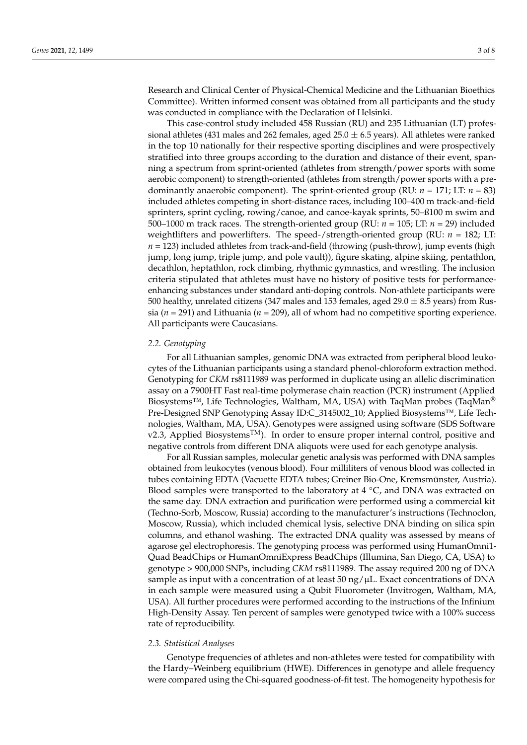Research and Clinical Center of Physical-Chemical Medicine and the Lithuanian Bioethics Committee). Written informed consent was obtained from all participants and the study was conducted in compliance with the Declaration of Helsinki.

This case-control study included 458 Russian (RU) and 235 Lithuanian (LT) professional athletes (431 males and 262 females, aged $25.0 \pm 6.5$ years). All athletes were ranked in the top 10 nationally for their respective sporting disciplines and were prospectively stratified into three groups according to the duration and distance of their event, spanning a spectrum from sprint-oriented (athletes from strength/power sports with some aerobic component) to strength-oriented (athletes from strength/power sports with a predominantly anaerobic component). The sprint-oriented group (RU: $n = 171$; LT: $n = 83$) included athletes competing in short-distance races, including 100–400 m track-and-field sprinters, sprint cycling, rowing/canoe, and canoe-kayak sprints, 50–ß100 m swim and 500–1000 m track races. The strength-oriented group (RU: $n = 105$; LT: $n = 29$) included weightlifters and powerlifters. The speed-/strength-oriented group (RU: $n = 182$; LT: $n = 123$) included athletes from track-and-field (throwing (push-throw), jump events (high jump, long jump, triple jump, and pole vault)), figure skating, alpine skiing, pentathlon, decathlon, heptathlon, rock climbing, rhythmic gymnastics, and wrestling. The inclusion criteria stipulated that athletes must have no history of positive tests for performance-enhancing substances under standard anti-doping controls. Non-athlete participants were 500 healthy, unrelated citizens (347 males and 153 females, aged $29.0 \pm 8.5$ years) from Russia ($n = 291$) and Lithuania ($n = 209$), all of whom had no competitive sporting experience. All participants were Caucasians.

### *2.2. Genotyping*

For all Lithuanian samples, genomic DNA was extracted from peripheral blood leukocytes of the Lithuanian participants using a standard phenol-chloroform extraction method. Genotyping for *CKM* rs8111989 was performed in duplicate using an allelic discrimination assay on a 7900HT Fast real-time polymerase chain reaction (PCR) instrument (Applied Biosystems™, Life Technologies, Waltham, MA, USA) with TaqMan probes (TaqMan® Pre-Designed SNP Genotyping Assay ID:C_3145002_10; Applied Biosystems™, Life Technologies, Waltham, MA, USA). Genotypes were assigned using software (SDS Software v2.3, Applied Biosystems™). In order to ensure proper internal control, positive and negative controls from different DNA aliquots were used for each genotype analysis.

For all Russian samples, molecular genetic analysis was performed with DNA samples obtained from leukocytes (venous blood). Four milliliters of venous blood was collected in tubes containing EDTA (Vacuette EDTA tubes; Greiner Bio-One, Kremsmünster, Austria). Blood samples were transported to the laboratory at 4 °C, and DNA was extracted on the same day. DNA extraction and purification were performed using a commercial kit (Techno-Sorb, Moscow, Russia) according to the manufacturer's instructions (Technoclon, Moscow, Russia), which included chemical lysis, selective DNA binding on silica spin columns, and ethanol washing. The extracted DNA quality was assessed by means of agarose gel electrophoresis. The genotyping process was performed using HumanOmni1-Quad BeadChips or HumanOmniExpress BeadChips (Illumina, San Diego, CA, USA) to genotype > 900,000 SNPs, including *CKM* rs8111989. The assay required 200 ng of DNA sample as input with a concentration of at least 50 ng/µL. Exact concentrations of DNA in each sample were measured using a Qubit Fluorometer (Invitrogen, Waltham, MA, USA). All further procedures were performed according to the instructions of the Infinium High-Density Assay. Ten percent of samples were genotyped twice with a 100% success rate of reproducibility.

### *2.3. Statistical Analyses*

Genotype frequencies of athletes and non-athletes were tested for compatibility with the Hardy–Weinberg equilibrium (HWE). Differences in genotype and allele frequency were compared using the Chi-squared goodness-of-fit test. The homogeneity hypothesis for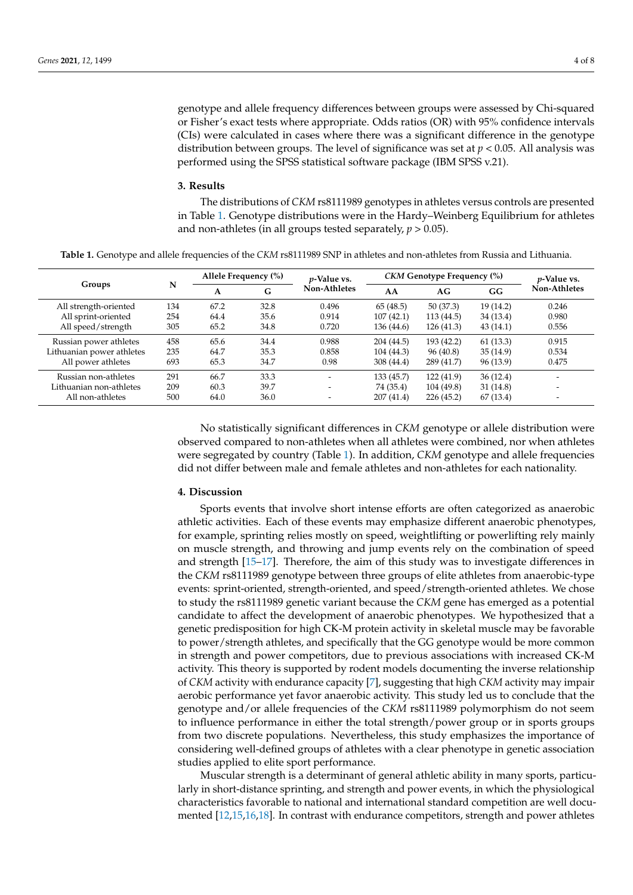genotype and allele frequency differences between groups were assessed by Chi-squared or Fisher's exact tests where appropriate. Odds ratios (OR) with 95% confidence intervals (CIs) were calculated in cases where there was a significant difference in the genotype distribution between groups. The level of significance was set at $p < 0.05$. All analysis was performed using the SPSS statistical software package (IBM SPSS v.21).

## 3. Results

The distributions of *CKM* rs8111989 genotypes in athletes versus controls are presented in Table 1. Genotype distributions were in the Hardy–Weinberg Equilibrium for athletes and non-athletes (in all groups tested separately, $p > 0.05$).

**Table 1.** Genotype and allele frequencies of the *CKM* rs8111989 SNP in athletes and non-athletes from Russia and Lithuania.

| Groups | N | Allele Frequency (%) | | *p*-Value vs. Non-Athletes | *CKM* Genotype Frequency (%) | | | *p*-Value vs. Non-Athletes |
|---|---|---|---|---|---|---|---|---|
| | | A | G | | AA | AG | GG | |
| All strength-oriented | 134 | 67.2 | 32.8 | 0.496 | 65 (48.5) | 50 (37.3) | 19 (14.2) | 0.246 |
| All sprint-oriented | 254 | 64.4 | 35.6 | 0.914 | 107 (42.1) | 113 (44.5) | 34 (13.4) | 0.980 |
| All speed/strength | 305 | 65.2 | 34.8 | 0.720 | 136 (44.6) | 126 (41.3) | 43 (14.1) | 0.556 |
| Russian power athletes | 458 | 65.6 | 34.4 | 0.988 | 204 (44.5) | 193 (42.2) | 61 (13.3) | 0.915 |
| Lithuanian power athletes | 235 | 64.7 | 35.3 | 0.858 | 104 (44.3) | 96 (40.8) | 35 (14.9) | 0.534 |
| All power athletes | 693 | 65.3 | 34.7 | 0.98 | 308 (44.4) | 289 (41.7) | 96 (13.9) | 0.475 |
| Russian non-athletes | 291 | 66.7 | 33.3 | - | 133 (45.7) | 122 (41.9) | 36 (12.4) | - |
| Lithuanian non-athletes | 209 | 60.3 | 39.7 | - | 74 (35.4) | 104 (49.8) | 31 (14.8) | - |
| All non-athletes | 500 | 64.0 | 36.0 | - | 207 (41.4) | 226 (45.2) | 67 (13.4) | - |

No statistically significant differences in *CKM* genotype or allele distribution were observed compared to non-athletes when all athletes were combined, nor when athletes were segregated by country (Table 1). In addition, *CKM* genotype and allele frequencies did not differ between male and female athletes and non-athletes for each nationality.

## 4. Discussion

Sports events that involve short intense efforts are often categorized as anaerobic athletic activities. Each of these events may emphasize different anaerobic phenotypes, for example, sprinting relies mostly on speed, weightlifting or powerlifting rely mainly on muscle strength, and throwing and jump events rely on the combination of speed and strength [15–17]. Therefore, the aim of this study was to investigate differences in the *CKM* rs8111989 genotype between three groups of elite athletes from anaerobic-type events: sprint-oriented, strength-oriented, and speed/strength-oriented athletes. We chose to study the rs8111989 genetic variant because the *CKM* gene has emerged as a potential candidate to affect the development of anaerobic phenotypes. We hypothesized that a genetic predisposition for high CK-M protein activity in skeletal muscle may be favorable to power/strength athletes, and specifically that the GG genotype would be more common in strength and power competitors, due to previous associations with increased CK-M activity. This theory is supported by rodent models documenting the inverse relationship of *CKM* activity with endurance capacity [7], suggesting that high *CKM* activity may impair aerobic performance yet favor anaerobic activity. This study led us to conclude that the genotype and/or allele frequencies of the *CKM* rs8111989 polymorphism do not seem to influence performance in either the total strength/power group or in sports groups from two discrete populations. Nevertheless, this study emphasizes the importance of considering well-defined groups of athletes with a clear phenotype in genetic association studies applied to elite sport performance.

Muscular strength is a determinant of general athletic ability in many sports, particularly in short-distance sprinting, and strength and power events, in which the physiological characteristics favorable to national and international standard competition are well documented [12,15,16,18]. In contrast with endurance competitors, strength and power athletes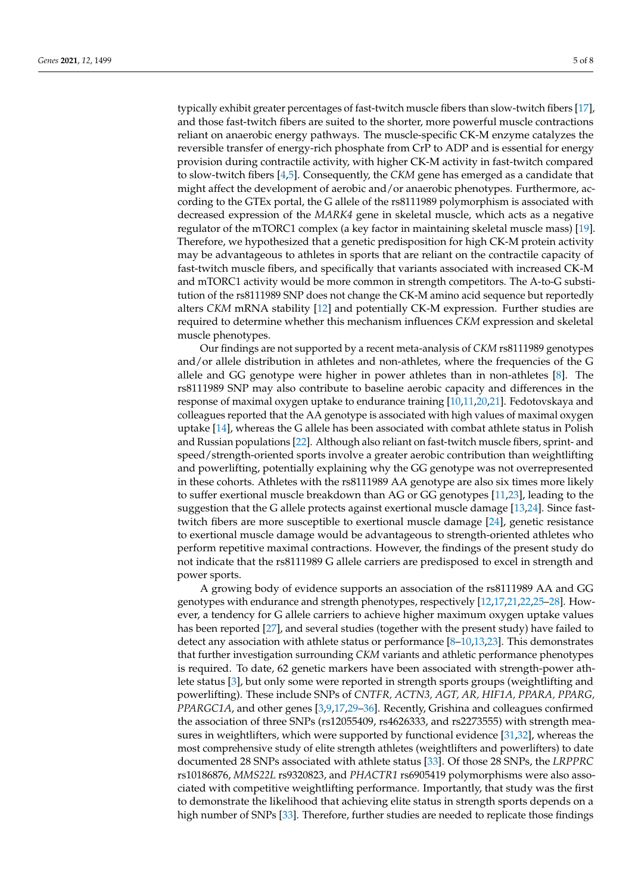typically exhibit greater percentages of fast-twitch muscle fibers than slow-twitch fibers [17], and those fast-twitch fibers are suited to the shorter, more powerful muscle contractions reliant on anaerobic energy pathways. The muscle-specific CK-M enzyme catalyzes the reversible transfer of energy-rich phosphate from CrP to ADP and is essential for energy provision during contractile activity, with higher CK-M activity in fast-twitch compared to slow-twitch fibers [4,5]. Consequently, the *CKM* gene has emerged as a candidate that might affect the development of aerobic and/or anaerobic phenotypes. Furthermore, according to the GTEx portal, the G allele of the rs8111989 polymorphism is associated with decreased expression of the *MARK4* gene in skeletal muscle, which acts as a negative regulator of the mTORC1 complex (a key factor in maintaining skeletal muscle mass) [19]. Therefore, we hypothesized that a genetic predisposition for high CK-M protein activity may be advantageous to athletes in sports that are reliant on the contractile capacity of fast-twitch muscle fibers, and specifically that variants associated with increased CK-M and mTORC1 activity would be more common in strength competitors. The A-to-G substitution of the rs8111989 SNP does not change the CK-M amino acid sequence but reportedly alters *CKM* mRNA stability [12] and potentially CK-M expression. Further studies are required to determine whether this mechanism influences *CKM* expression and skeletal muscle phenotypes.

Our findings are not supported by a recent meta-analysis of *CKM* rs8111989 genotypes and/or allele distribution in athletes and non-athletes, where the frequencies of the G allele and GG genotype were higher in power athletes than in non-athletes [8]. The rs8111989 SNP may also contribute to baseline aerobic capacity and differences in the response of maximal oxygen uptake to endurance training [10,11,20,21]. Fedotovskaya and colleagues reported that the AA genotype is associated with high values of maximal oxygen uptake [14], whereas the G allele has been associated with combat athlete status in Polish and Russian populations [22]. Although also reliant on fast-twitch muscle fibers, sprint- and speed/strength-oriented sports involve a greater aerobic contribution than weightlifting and powerlifting, potentially explaining why the GG genotype was not overrepresented in these cohorts. Athletes with the rs8111989 AA genotype are also six times more likely to suffer exertional muscle breakdown than AG or GG genotypes [11,23], leading to the suggestion that the G allele protects against exertional muscle damage [13,24]. Since fast-twitch fibers are more susceptible to exertional muscle damage [24], genetic resistance to exertional muscle damage would be advantageous to strength-oriented athletes who perform repetitive maximal contractions. However, the findings of the present study do not indicate that the rs8111989 G allele carriers are predisposed to excel in strength and power sports.

A growing body of evidence supports an association of the rs8111989 AA and GG genotypes with endurance and strength phenotypes, respectively [12,17,21,22,25–28]. However, a tendency for G allele carriers to achieve higher maximum oxygen uptake values has been reported [27], and several studies (together with the present study) have failed to detect any association with athlete status or performance [8–10,13,23]. This demonstrates that further investigation surrounding *CKM* variants and athletic performance phenotypes is required. To date, 62 genetic markers have been associated with strength-power athlete status [3], but only some were reported in strength sports groups (weightlifting and powerlifting). These include SNPs of *CNTFR, ACTN3, AGT, AR, HIF1A, PPARA, PPARG, PPARGC1A*, and other genes [3,9,17,29–36]. Recently, Grishina and colleagues confirmed the association of three SNPs (rs12055409, rs4626333, and rs2273555) with strength measures in weightlifters, which were supported by functional evidence [31,32], whereas the most comprehensive study of elite strength athletes (weightlifters and powerlifters) to date documented 28 SNPs associated with athlete status [33]. Of those 28 SNPs, the *LRPPRC* rs10186876, *MMS22L* rs9320823, and *PHACTR1* rs6905419 polymorphisms were also associated with competitive weightlifting performance. Importantly, that study was the first to demonstrate the likelihood that achieving elite status in strength sports depends on a high number of SNPs [33]. Therefore, further studies are needed to replicate those findings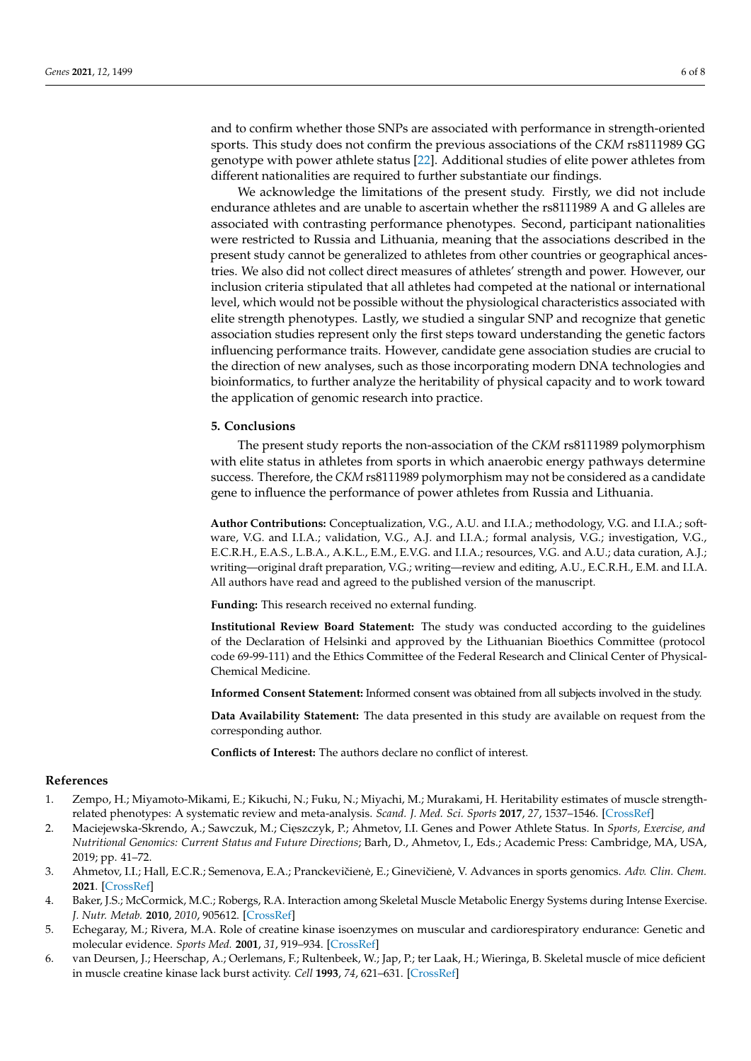and to confirm whether those SNPs are associated with performance in strength-oriented sports. This study does not confirm the previous associations of the *CKM* rs8111989 GG genotype with power athlete status [22]. Additional studies of elite power athletes from different nationalities are required to further substantiate our findings.

We acknowledge the limitations of the present study. Firstly, we did not include endurance athletes and are unable to ascertain whether the rs8111989 A and G alleles are associated with contrasting performance phenotypes. Second, participant nationalities were restricted to Russia and Lithuania, meaning that the associations described in the present study cannot be generalized to athletes from other countries or geographical ancestries. We also did not collect direct measures of athletes' strength and power. However, our inclusion criteria stipulated that all athletes had competed at the national or international level, which would not be possible without the physiological characteristics associated with elite strength phenotypes. Lastly, we studied a singular SNP and recognize that genetic association studies represent only the first steps toward understanding the genetic factors influencing performance traits. However, candidate gene association studies are crucial to the direction of new analyses, such as those incorporating modern DNA technologies and bioinformatics, to further analyze the heritability of physical capacity and to work toward the application of genomic research into practice.

## 5. Conclusions

The present study reports the non-association of the *CKM* rs8111989 polymorphism with elite status in athletes from sports in which anaerobic energy pathways determine success. Therefore, the *CKM* rs8111989 polymorphism may not be considered as a candidate gene to influence the performance of power athletes from Russia and Lithuania.

**Author Contributions:** Conceptualization, V.G., A.U. and I.I.A.; methodology, V.G. and I.I.A.; software, V.G. and I.I.A.; validation, V.G., A.J. and I.I.A.; formal analysis, V.G.; investigation, V.G., E.C.R.H., E.A.S., L.B.A., A.K.L., E.M., E.V.G. and I.I.A.; resources, V.G. and A.U.; data curation, A.J.; writing—original draft preparation, V.G.; writing—review and editing, A.U., E.C.R.H., E.M. and I.I.A. All authors have read and agreed to the published version of the manuscript.

**Funding:** This research received no external funding.

**Institutional Review Board Statement:** The study was conducted according to the guidelines of the Declaration of Helsinki and approved by the Lithuanian Bioethics Committee (protocol code 69-99-111) and the Ethics Committee of the Federal Research and Clinical Center of Physical-Chemical Medicine.

**Informed Consent Statement:** Informed consent was obtained from all subjects involved in the study.

**Data Availability Statement:** The data presented in this study are available on request from the corresponding author.

**Conflicts of Interest:** The authors declare no conflict of interest.

## References

1. Zempo, H.; Miyamoto-Mikami, E.; Kikuchi, N.; Fuku, N.; Miyachi, M.; Murakami, H. Heritability estimates of muscle strength-related phenotypes: A systematic review and meta-analysis. *Scand. J. Med. Sci. Sports* **2017**, *27*, 1537–1546. [CrossRef]
2. Maciejewska-Skrendo, A.; Sawczuk, M.; Cięszczyk, P.; Ahmetov, I.I. Genes and Power Athlete Status. In *Sports, Exercise, and Nutritional Genomics: Current Status and Future Directions*; Barh, D., Ahmetov, I., Eds.; Academic Press: Cambridge, MA, USA, 2019; pp. 41–72.
3. Ahmetov, I.I.; Hall, E.C.R.; Semenova, E.A.; Pranckevičienė, E.; Ginevičienė, V. Advances in sports genomics. *Adv. Clin. Chem.* **2021**. [CrossRef]
4. Baker, J.S.; McCormick, M.C.; Robergs, R.A. Interaction among Skeletal Muscle Metabolic Energy Systems during Intense Exercise. *J. Nutr. Metab.* **2010**, *2010*, 905612. [CrossRef]
5. Echegaray, M.; Rivera, M.A. Role of creatine kinase isoenzymes on muscular and cardiorespiratory endurance: Genetic and molecular evidence. *Sports Med.* **2001**, *31*, 919–934. [CrossRef]
6. van Deursen, J.; Heerschap, A.; Oerlemans, F.; Ruitenbeek, W.; Jap, P.; ter Laak, H.; Wieringa, B. Skeletal muscle of mice deficient in muscle creatine kinase lack burst activity. *Cell* **1993**, *74*, 621–631. [CrossRef]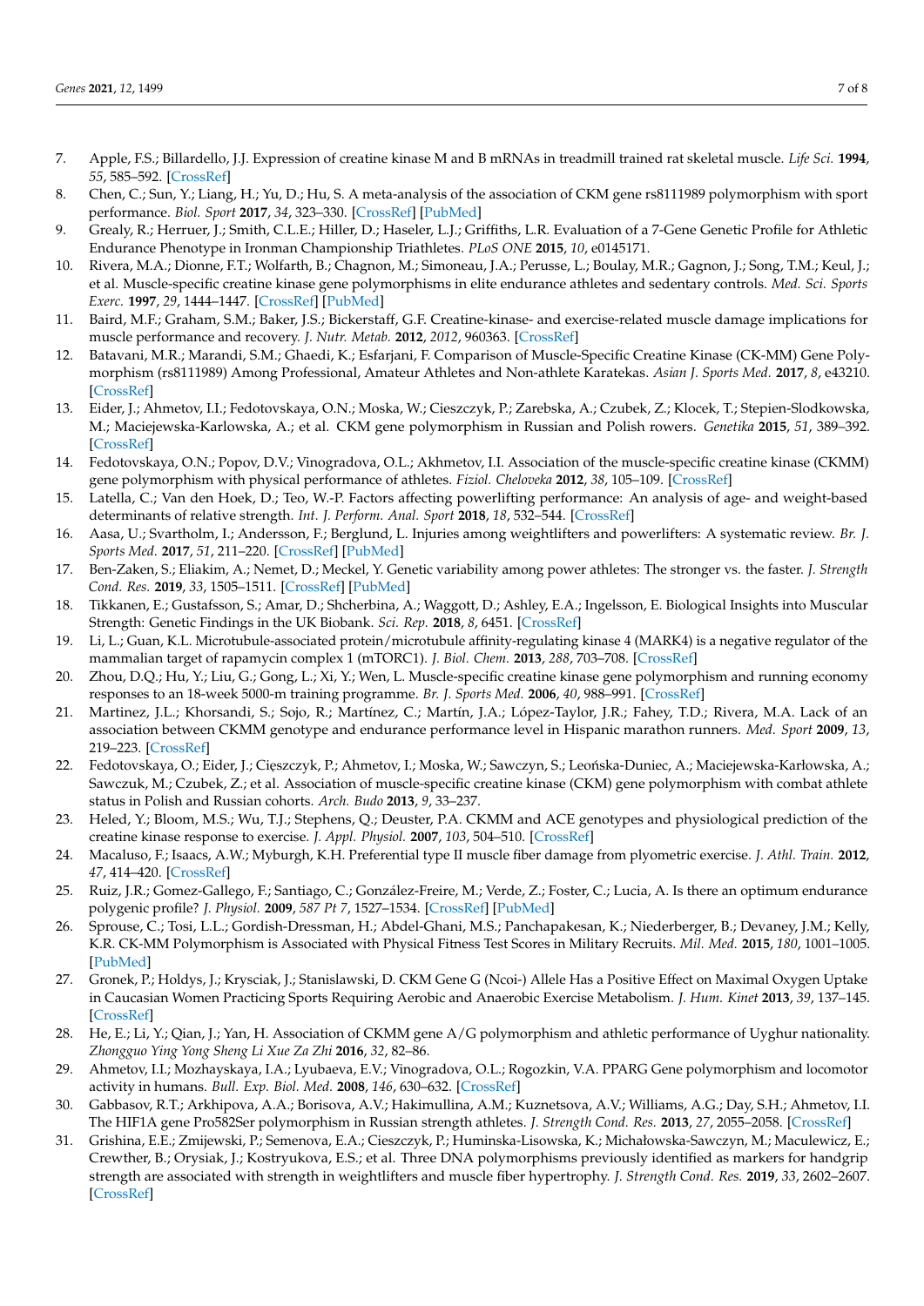7. Apple, F.S.; Billardello, J.J. Expression of creatine kinase M and B mRNAs in treadmill trained rat skeletal muscle. *Life Sci.* **1994**, *55*, 585–592. [CrossRef]
8. Chen, C.; Sun, Y.; Liang, H.; Yu, D.; Hu, S. A meta-analysis of the association of CKM gene rs8111989 polymorphism with sport performance. *Biol. Sport* **2017**, *34*, 323–330. [CrossRef] [PubMed]
9. Grealy, R.; Herruer, J.; Smith, C.L.E.; Hiller, D.; Haseler, L.J.; Griffiths, L.R. Evaluation of a 7-Gene Genetic Profile for Athletic Endurance Phenotype in Ironman Championship Triathletes. *PLoS ONE* **2015**, *10*, e0145171.
10. Rivera, M.A.; Dionne, F.T.; Wolfarth, B.; Chagnon, M.; Simoneau, J.A.; Perusse, L.; Boulay, M.R.; Gagnon, J.; Song, T.M.; Keul, J.; et al. Muscle-specific creatine kinase gene polymorphisms in elite endurance athletes and sedentary controls. *Med. Sci. Sports Exerc.* **1997**, *29*, 1444–1447. [CrossRef] [PubMed]
11. Baird, M.F.; Graham, S.M.; Baker, J.S.; Bickerstaff, G.F. Creatine-kinase- and exercise-related muscle damage implications for muscle performance and recovery. *J. Nutr. Metab.* **2012**, *2012*, 960363. [CrossRef]
12. Batavani, M.R.; Marandi, S.M.; Ghaedi, K.; Esfarjani, F. Comparison of Muscle-Specific Creatine Kinase (CK-MM) Gene Polymorphism (rs8111989) Among Professional, Amateur Athletes and Non-athlete Karatekas. *Asian J. Sports Med.* **2017**, *8*, e43210. [CrossRef]
13. Eider, J.; Ahmetov, I.I.; Fedotovskaya, O.N.; Moska, W.; Cieszczyk, P.; Zarebska, A.; Czubek, Z.; Klocek, T.; Stepien-Slodkowska, M.; Maciejewska-Karlowska, A.; et al. CKM gene polymorphism in Russian and Polish rowers. *Genetika* **2015**, *51*, 389–392. [CrossRef]
14. Fedotovskaya, O.N.; Popov, D.V.; Vinogradova, O.L.; Akhmetov, I.I. Association of the muscle-specific creatine kinase (CKMM) gene polymorphism with physical performance of athletes. *Fiziol. Cheloveka* **2012**, *38*, 105–109. [CrossRef]
15. Latella, C.; Van den Hoek, D.; Teo, W.-P. Factors affecting powerlifting performance: An analysis of age- and weight-based determinants of relative strength. *Int. J. Perform. Anal. Sport* **2018**, *18*, 532–544. [CrossRef]
16. Aasa, U.; Svartholm, I.; Andersson, F.; Berglund, L. Injuries among weightlifters and powerlifters: A systematic review. *Br. J. Sports Med.* **2017**, *51*, 211–220. [CrossRef] [PubMed]
17. Ben-Zaken, S.; Eliakim, A.; Nemet, D.; Meckel, Y. Genetic variability among power athletes: The stronger vs. the faster. *J. Strength Cond. Res.* **2019**, *33*, 1505–1511. [CrossRef] [PubMed]
18. Tikkanen, E.; Gustafsson, S.; Amar, D.; Shcherbina, A.; Waggott, D.; Ashley, E.A.; Ingelsson, E. Biological Insights into Muscular Strength: Genetic Findings in the UK Biobank. *Sci. Rep.* **2018**, *8*, 6451. [CrossRef]
19. Li, L.; Guan, K.L. Microtubule-associated protein/microtubule affinity-regulating kinase 4 (MARK4) is a negative regulator of the mammalian target of rapamycin complex 1 (mTORC1). *J. Biol. Chem.* **2013**, *288*, 703–708. [CrossRef]
20. Zhou, D.Q.; Hu, Y.; Liu, G.; Gong, L.; Xi, Y.; Wen, L. Muscle-specific creatine kinase gene polymorphism and running economy responses to an 18-week 5000-m training programme. *Br. J. Sports Med.* **2006**, *40*, 988–991. [CrossRef]
21. Martinez, J.L.; Khorsandi, S.; Sojo, R.; Martínez, C.; Martín, J.A.; López-Taylor, J.R.; Fahey, T.D.; Rivera, M.A. Lack of an association between CKMM genotype and endurance performance level in Hispanic marathon runners. *Med. Sport* **2009**, *13*, 219–223. [CrossRef]
22. Fedotovskaya, O.; Eider, J.; Cięszczyk, P.; Ahmetov, I.; Moska, W.; Sawczyn, S.; Leońska-Duniec, A.; Maciejewska-Karłowska, A.; Sawczuk, M.; Czubek, Z.; et al. Association of muscle-specific creatine kinase (CKM) gene polymorphism with combat athlete status in Polish and Russian cohorts. *Arch. Budo* **2013**, *9*, 33–237.
23. Heled, Y.; Bloom, M.S.; Wu, T.J.; Stephens, Q.; Deuster, P.A. CKMM and ACE genotypes and physiological prediction of the creatine kinase response to exercise. *J. Appl. Physiol.* **2007**, *103*, 504–510. [CrossRef]
24. Macaluso, F.; Isaacs, A.W.; Myburgh, K.H. Preferential type II muscle fiber damage from plyometric exercise. *J. Athl. Train.* **2012**, *47*, 414–420. [CrossRef]
25. Ruiz, J.R.; Gomez-Gallego, F.; Santiago, C.; González-Freire, M.; Verde, Z.; Foster, C.; Lucia, A. Is there an optimum endurance polygenic profile? *J. Physiol.* **2009**, *587 Pt 7*, 1527–1534. [CrossRef] [PubMed]
26. Sprouse, C.; Tosi, L.L.; Gordish-Dressman, H.; Abdel-Ghani, M.S.; Panchapakesan, K.; Niederberger, B.; Devaney, J.M.; Kelly, K.R. CK-MM Polymorphism is Associated with Physical Fitness Test Scores in Military Recruits. *Mil. Med.* **2015**, *180*, 1001–1005. [PubMed]
27. Gronek, P.; Holdys, J.; Krysciak, J.; Stanislawski, D. CKM Gene G (Ncoi-) Allele Has a Positive Effect on Maximal Oxygen Uptake in Caucasian Women Practicing Sports Requiring Aerobic and Anaerobic Exercise Metabolism. *J. Hum. Kinet* **2013**, *39*, 137–145. [CrossRef]
28. He, E.; Li, Y.; Qian, J.; Yan, H. Association of CKMM gene A/G polymorphism and athletic performance of Uyghur nationality. *Zhongguo Ying Yong Sheng Li Xue Za Zhi* **2016**, *32*, 82–86.
29. Ahmetov, I.I.; Mozhayskaya, I.A.; Lyubaeva, E.V.; Vinogradova, O.L.; Rogozkin, V.A. PPARG Gene polymorphism and locomotor activity in humans. *Bull. Exp. Biol. Med.* **2008**, *146*, 630–632. [CrossRef]
30. Gabbasov, R.T.; Arkhipova, A.A.; Borisova, A.V.; Hakimullina, A.M.; Kuznetsova, A.V.; Williams, A.G.; Day, S.H.; Ahmetov, I.I. The HIF1A gene Pro582Ser polymorphism in Russian strength athletes. *J. Strength Cond. Res.* **2013**, *27*, 2055–2058. [CrossRef]
31. Grishina, E.E.; Zmijewski, P.; Semenova, E.A.; Cieszczyk, P.; Huminska-Lisowska, K.; Michałowska-Sawczyn, M.; Maculewicz, E.; Crewther, B.; Orysiak, J.; Kostryukova, E.S.; et al. Three DNA polymorphisms previously identified as markers for handgrip strength are associated with strength in weightlifters and muscle fiber hypertrophy. *J. Strength Cond. Res.* **2019**, *33*, 2602–2607. [CrossRef]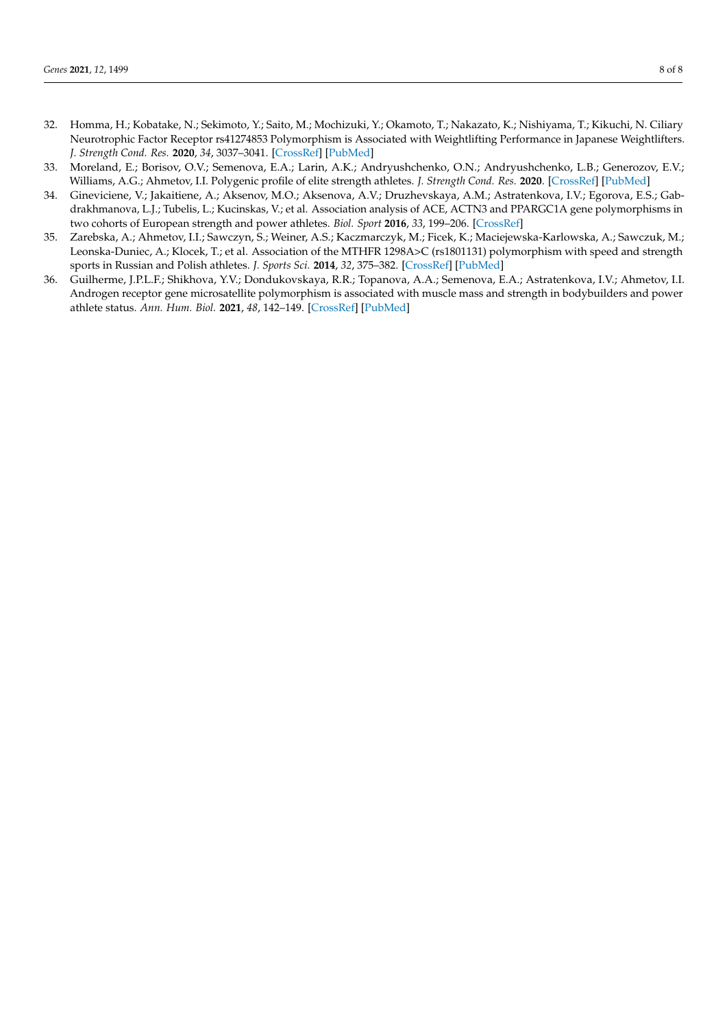32. Homma, H.; Kobatake, N.; Sekimoto, Y.; Saito, M.; Mochizuki, Y.; Okamoto, T.; Nakazato, K.; Nishiyama, T.; Kikuchi, N. Ciliary Neurotrophic Factor Receptor rs41274853 Polymorphism is Associated with Weightlifting Performance in Japanese Weightlifters. *J. Strength Cond. Res.* **2020**, *34*, 3037–3041. [CrossRef] [PubMed]
33. Moreland, E.; Borisov, O.V.; Semenova, E.A.; Larin, A.K.; Andryushchenko, O.N.; Andryushchenko, L.B.; Generozov, E.V.; Williams, A.G.; Ahmetov, I.I. Polygenic profile of elite strength athletes. *J. Strength Cond. Res.* **2020**. [CrossRef] [PubMed]
34. Gineviciene, V.; Jakaitiene, A.; Aksenov, M.O.; Aksenova, A.V.; Druzhevskaya, A.M.; Astratenkova, I.V.; Egorova, E.S.; Gabdrakhmanova, L.J.; Tubelis, L.; Kucinskas, V.; et al. Association analysis of ACE, ACTN3 and PPARGC1A gene polymorphisms in two cohorts of European strength and power athletes. *Biol. Sport* **2016**, *33*, 199–206. [CrossRef]
35. Zarebska, A.; Ahmetov, I.I.; Sawczyn, S.; Weiner, A.S.; Kaczmarczyk, M.; Ficek, K.; Maciejewska-Karlowska, A.; Sawczuk, M.; Leonska-Duniec, A.; Klocek, T.; et al. Association of the MTHFR 1298A>C (rs1801131) polymorphism with speed and strength sports in Russian and Polish athletes. *J. Sports Sci.* **2014**, *32*, 375–382. [CrossRef] [PubMed]
36. Guilherme, J.P.L.F.; Shikhova, Y.V.; Dondukovskaya, R.R.; Topanova, A.A.; Semenova, E.A.; Astratenkova, I.V.; Ahmetov, I.I. Androgen receptor gene microsatellite polymorphism is associated with muscle mass and strength in bodybuilders and power athlete status. *Ann. Hum. Biol.* **2021**, *48*, 142–149. [CrossRef] [PubMed]